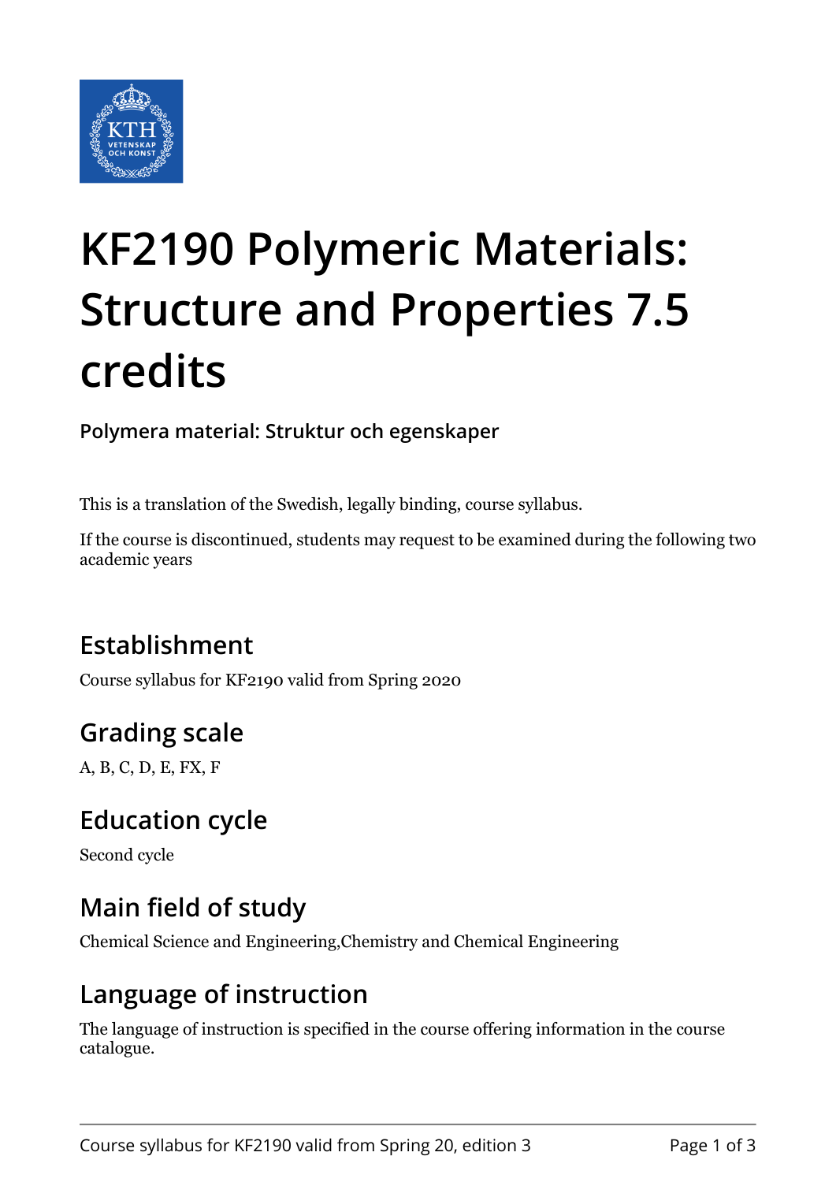# KF2190 Polymeric Materials: Structure and Properties 7.5 credits

**Polymera material: Struktur och egenskaper**

This is a translation of the Swedish, legally binding, course syllabus.

If the course is discontinued, students may request to be examined during the following two academic years

## Establishment

Course syllabus for KF2190 valid from Spring 2020

## Grading scale

A, B, C, D, E, FX, F

## Education cycle

Second cycle

## Main field of study

Chemical Science and Engineering,Chemistry and Chemical Engineering

## Language of instruction

The language of instruction is specified in the course offering information in the course catalogue.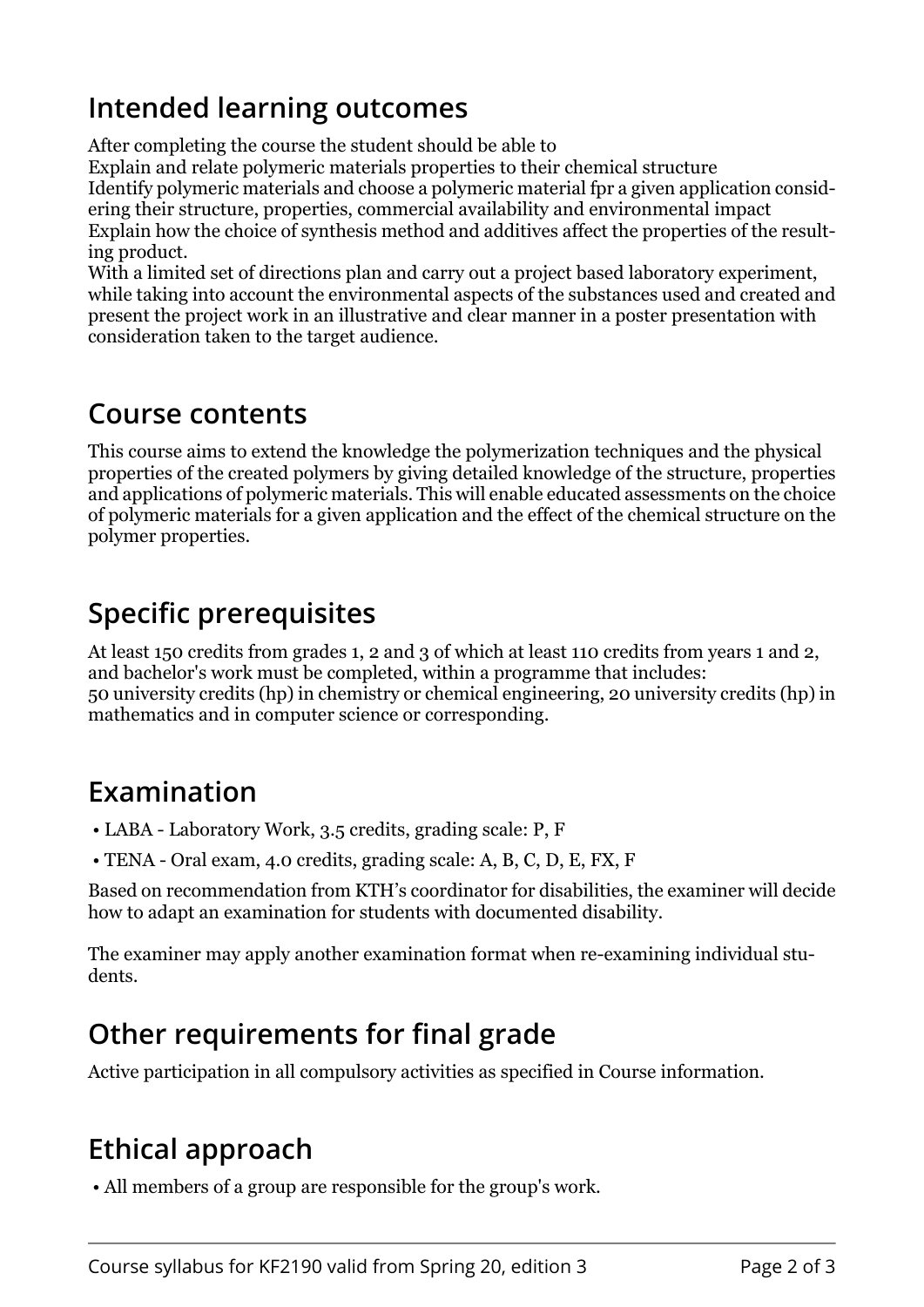## Intended learning outcomes

After completing the course the student should be able to

Explain and relate polymeric materials properties to their chemical structure

Identify polymeric materials and choose a polymeric material fpr a given application considering their structure, properties, commercial availability and environmental impact

Explain how the choice of synthesis method and additives affect the properties of the resulting product.

With a limited set of directions plan and carry out a project based laboratory experiment, while taking into account the environmental aspects of the substances used and created and present the project work in an illustrative and clear manner in a poster presentation with consideration taken to the target audience.

## Course contents

This course aims to extend the knowledge the polymerization techniques and the physical properties of the created polymers by giving detailed knowledge of the structure, properties and applications of polymeric materials. This will enable educated assessments on the choice of polymeric materials for a given application and the effect of the chemical structure on the polymer properties.

## Specific prerequisites

At least 150 credits from grades 1, 2 and 3 of which at least 110 credits from years 1 and 2, and bachelor's work must be completed, within a programme that includes:
50 university credits (hp) in chemistry or chemical engineering, 20 university credits (hp) in mathematics and in computer science or corresponding.

## Examination

- LABA - Laboratory Work, 3.5 credits, grading scale: P, F
- TENA - Oral exam, 4.0 credits, grading scale: A, B, C, D, E, FX, F

Based on recommendation from KTH's coordinator for disabilities, the examiner will decide how to adapt an examination for students with documented disability.

The examiner may apply another examination format when re-examining individual students.

## Other requirements for final grade

Active participation in all compulsory activities as specified in Course information.

## Ethical approach

- All members of a group are responsible for the group's work.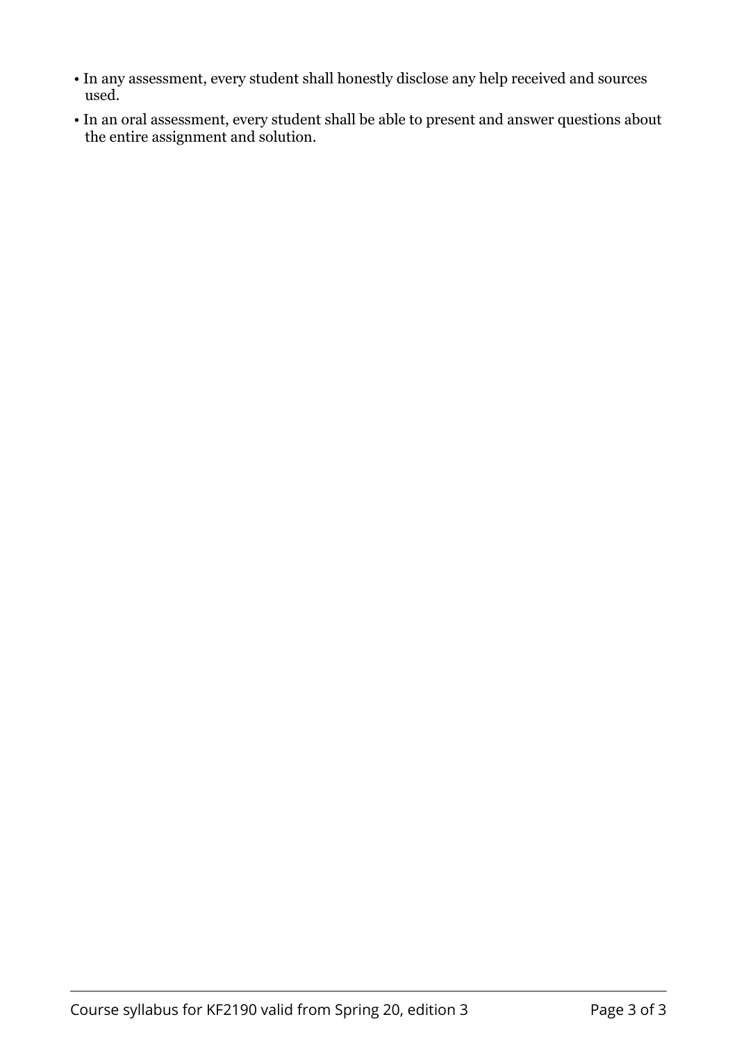- In any assessment, every student shall honestly disclose any help received and sources used.
- In an oral assessment, every student shall be able to present and answer questions about the entire assignment and solution.